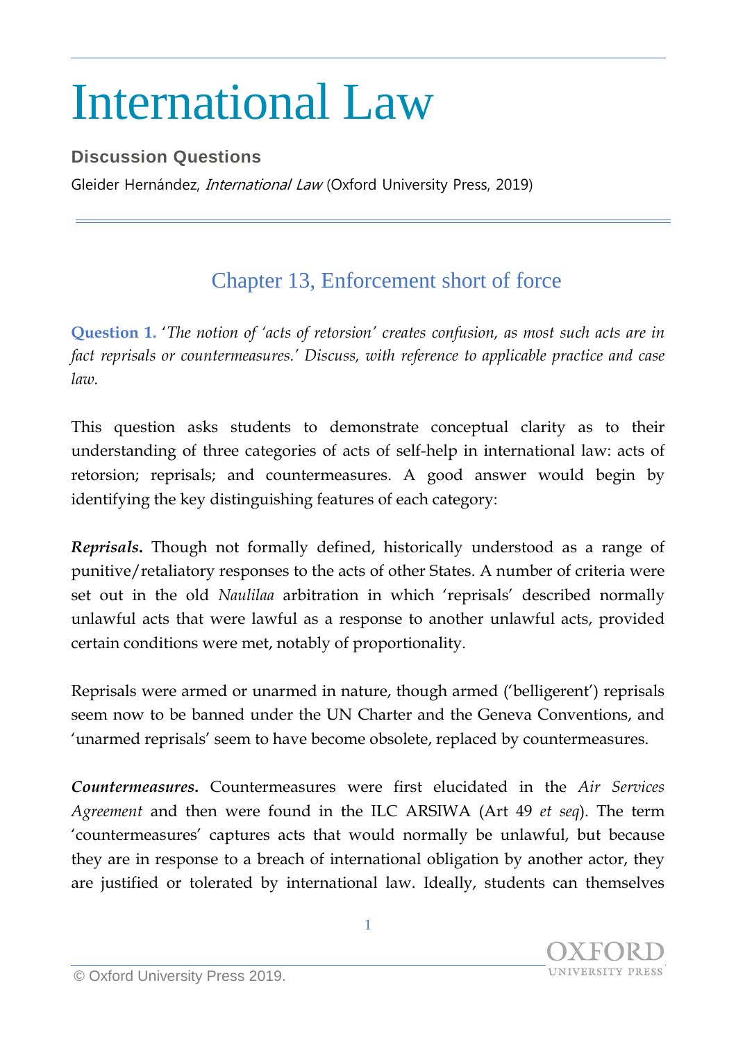# International Law

### Discussion Questions

Gleider Hernández, *International Law* (Oxford University Press, 2019)

## Chapter 13, Enforcement short of force

**Question 1.** '*The notion of 'acts of retorsion' creates confusion, as most such acts are in fact reprisals or countermeasures.' Discuss, with reference to applicable practice and case law.*

This question asks students to demonstrate conceptual clarity as to their understanding of three categories of acts of self-help in international law: acts of retorsion; reprisals; and countermeasures. A good answer would begin by identifying the key distinguishing features of each category:

***Reprisals.*** Though not formally defined, historically understood as a range of punitive/retaliatory responses to the acts of other States. A number of criteria were set out in the old *Naulilaa* arbitration in which 'reprisals' described normally unlawful acts that were lawful as a response to another unlawful acts, provided certain conditions were met, notably of proportionality.

Reprisals were armed or unarmed in nature, though armed ('belligerent') reprisals seem now to be banned under the UN Charter and the Geneva Conventions, and 'unarmed reprisals' seem to have become obsolete, replaced by countermeasures.

***Countermeasures.*** Countermeasures were first elucidated in the *Air Services Agreement* and then were found in the ILC ARSIWA (Art 49 *et seq*). The term 'countermeasures' captures acts that would normally be unlawful, but because they are in response to a breach of international obligation by another actor, they are justified or tolerated by international law. Ideally, students can themselves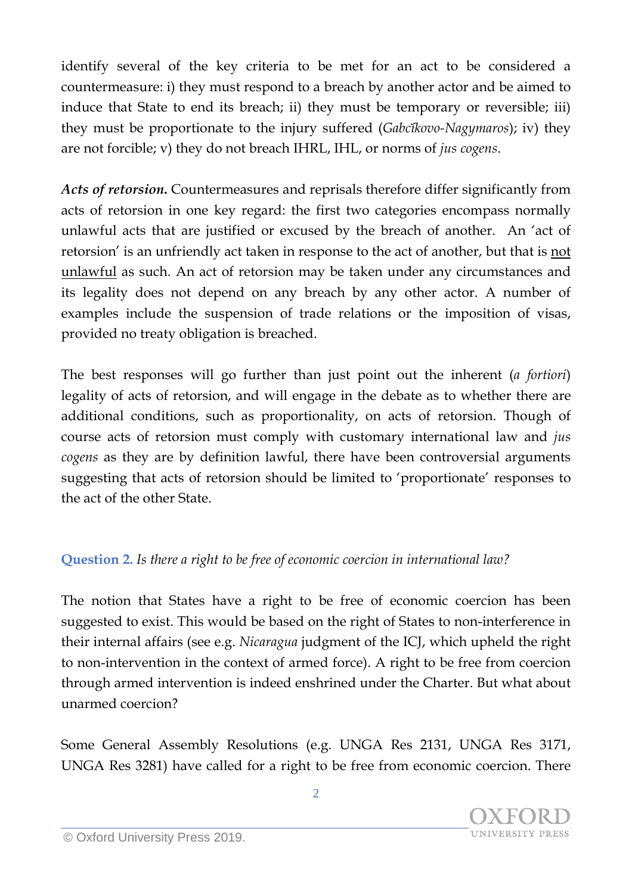identify several of the key criteria to be met for an act to be considered a countermeasure: i) they must respond to a breach by another actor and be aimed to induce that State to end its breach; ii) they must be temporary or reversible; iii) they must be proportionate to the injury suffered (*Gabcĭkovo-Nagymaros*); iv) they are not forcible; v) they do not breach IHRL, IHL, or norms of *jus cogens*.

***Acts of retorsion.*** Countermeasures and reprisals therefore differ significantly from acts of retorsion in one key regard: the first two categories encompass normally unlawful acts that are justified or excused by the breach of another. An 'act of retorsion' is an unfriendly act taken in response to the act of another, but that is <u>not unlawful</u> as such. An act of retorsion may be taken under any circumstances and its legality does not depend on any breach by any other actor. A number of examples include the suspension of trade relations or the imposition of visas, provided no treaty obligation is breached.

The best responses will go further than just point out the inherent (*a fortiori*) legality of acts of retorsion, and will engage in the debate as to whether there are additional conditions, such as proportionality, on acts of retorsion. Though of course acts of retorsion must comply with customary international law and *jus cogens* as they are by definition lawful, there have been controversial arguments suggesting that acts of retorsion should be limited to 'proportionate' responses to the act of the other State.

**Question 2.** *Is there a right to be free of economic coercion in international law?*

The notion that States have a right to be free of economic coercion has been suggested to exist. This would be based on the right of States to non-interference in their internal affairs (see e.g. *Nicaragua* judgment of the ICJ, which upheld the right to non-intervention in the context of armed force). A right to be free from coercion through armed intervention is indeed enshrined under the Charter. But what about unarmed coercion?

Some General Assembly Resolutions (e.g. UNGA Res 2131, UNGA Res 3171, UNGA Res 3281) have called for a right to be free from economic coercion. There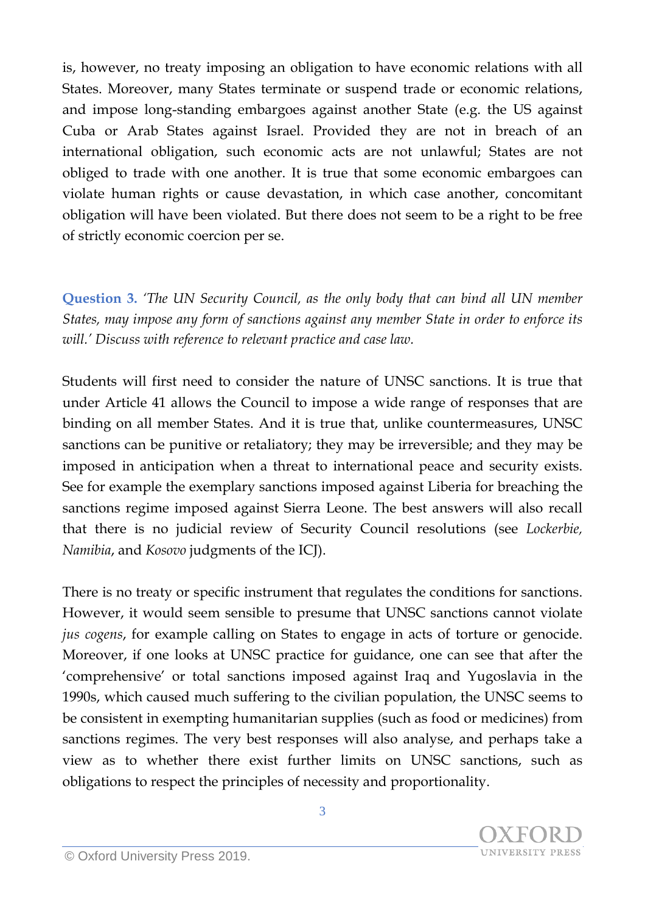is, however, no treaty imposing an obligation to have economic relations with all States. Moreover, many States terminate or suspend trade or economic relations, and impose long-standing embargoes against another State (e.g. the US against Cuba or Arab States against Israel. Provided they are not in breach of an international obligation, such economic acts are not unlawful; States are not obliged to trade with one another. It is true that some economic embargoes can violate human rights or cause devastation, in which case another, concomitant obligation will have been violated. But there does not seem to be a right to be free of strictly economic coercion per se.

**Question 3.** *'The UN Security Council, as the only body that can bind all UN member States, may impose any form of sanctions against any member State in order to enforce its will.' Discuss with reference to relevant practice and case law.*

Students will first need to consider the nature of UNSC sanctions. It is true that under Article 41 allows the Council to impose a wide range of responses that are binding on all member States. And it is true that, unlike countermeasures, UNSC sanctions can be punitive or retaliatory; they may be irreversible; and they may be imposed in anticipation when a threat to international peace and security exists. See for example the exemplary sanctions imposed against Liberia for breaching the sanctions regime imposed against Sierra Leone. The best answers will also recall that there is no judicial review of Security Council resolutions (see *Lockerbie, Namibia*, and *Kosovo* judgments of the ICJ).

There is no treaty or specific instrument that regulates the conditions for sanctions. However, it would seem sensible to presume that UNSC sanctions cannot violate *jus cogens*, for example calling on States to engage in acts of torture or genocide. Moreover, if one looks at UNSC practice for guidance, one can see that after the 'comprehensive' or total sanctions imposed against Iraq and Yugoslavia in the 1990s, which caused much suffering to the civilian population, the UNSC seems to be consistent in exempting humanitarian supplies (such as food or medicines) from sanctions regimes. The very best responses will also analyse, and perhaps take a view as to whether there exist further limits on UNSC sanctions, such as obligations to respect the principles of necessity and proportionality.

© Oxford University Press 2019.